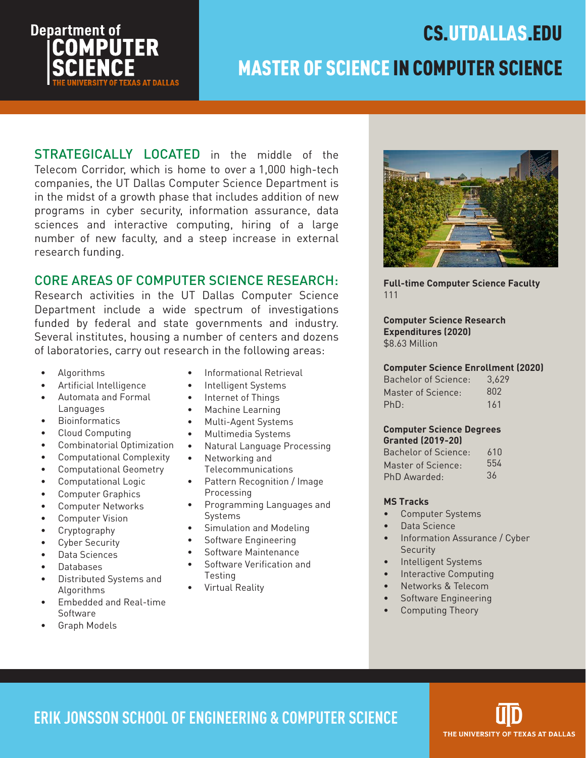# Department of COMPUTER SCIENCE

THE UNIVERSITY OF TEXAS AT DALLAS

CS.UTDALLAS.EDU

# MASTER OF SCIENCE IN COMPUTER SCIENCE

STRATEGICALLY LOCATED in the middle of the Telecom Corridor, which is home to over a 1,000 high-tech companies, the UT Dallas Computer Science Department is in the midst of a growth phase that includes addition of new programs in cyber security, information assurance, data sciences and interactive computing, hiring of a large number of new faculty, and a steep increase in external research funding.

## CORE AREAS OF COMPUTER SCIENCE RESEARCH:

Research activities in the UT Dallas Computer Science Department include a wide spectrum of investigations funded by federal and state governments and industry. Several institutes, housing a number of centers and dozens of laboratories, carry out research in the following areas:

- Algorithms
- Artificial Intelligence
- Automata and Formal Languages
- Bioinformatics
- Cloud Computing
- Combinatorial Optimization
- Computational Complexity
- Computational Geometry
- Computational Logic
- Computer Graphics
- Computer Networks
- Computer Vision
- Cryptography
- Cyber Security
- Data Sciences
- Databases
- Distributed Systems and Algorithms
- Embedded and Real-time Software
- Graph Models
- Informational Retrieval
- Intelligent Systems
- Internet of Things
- Machine Learning
- Multi-Agent Systems
- Multimedia Systems
- Natural Language Processing
- Networking and Telecommunications
- Pattern Recognition / Image Processing
- Programming Languages and Systems
- Simulation and Modeling
- Software Engineering
- Software Maintenance
- Software Verification and Testing
- Virtual Reality

**Full-time Computer Science Faculty**
111

**Computer Science Research Expenditures (2020)**
$8.63 Million

**Computer Science Enrollment (2020)**

| | |
|---|---|
| Bachelor of Science: | 3,629 |
| Master of Science: | 802 |
| PhD: | 161 |

**Computer Science Degrees Granted (2019-20)**

| | |
|---|---|
| Bachelor of Science: | 610 |
| Master of Science: | 554 |
| PhD Awarded: | 36 |

**MS Tracks**

- Computer Systems
- Data Science
- Information Assurance / Cyber Security
- Intelligent Systems
- Interactive Computing
- Networks & Telecom
- Software Engineering
- Computing Theory

ERIK JONSSON SCHOOL OF ENGINEERING & COMPUTER SCIENCE

THE UNIVERSITY OF TEXAS AT DALLAS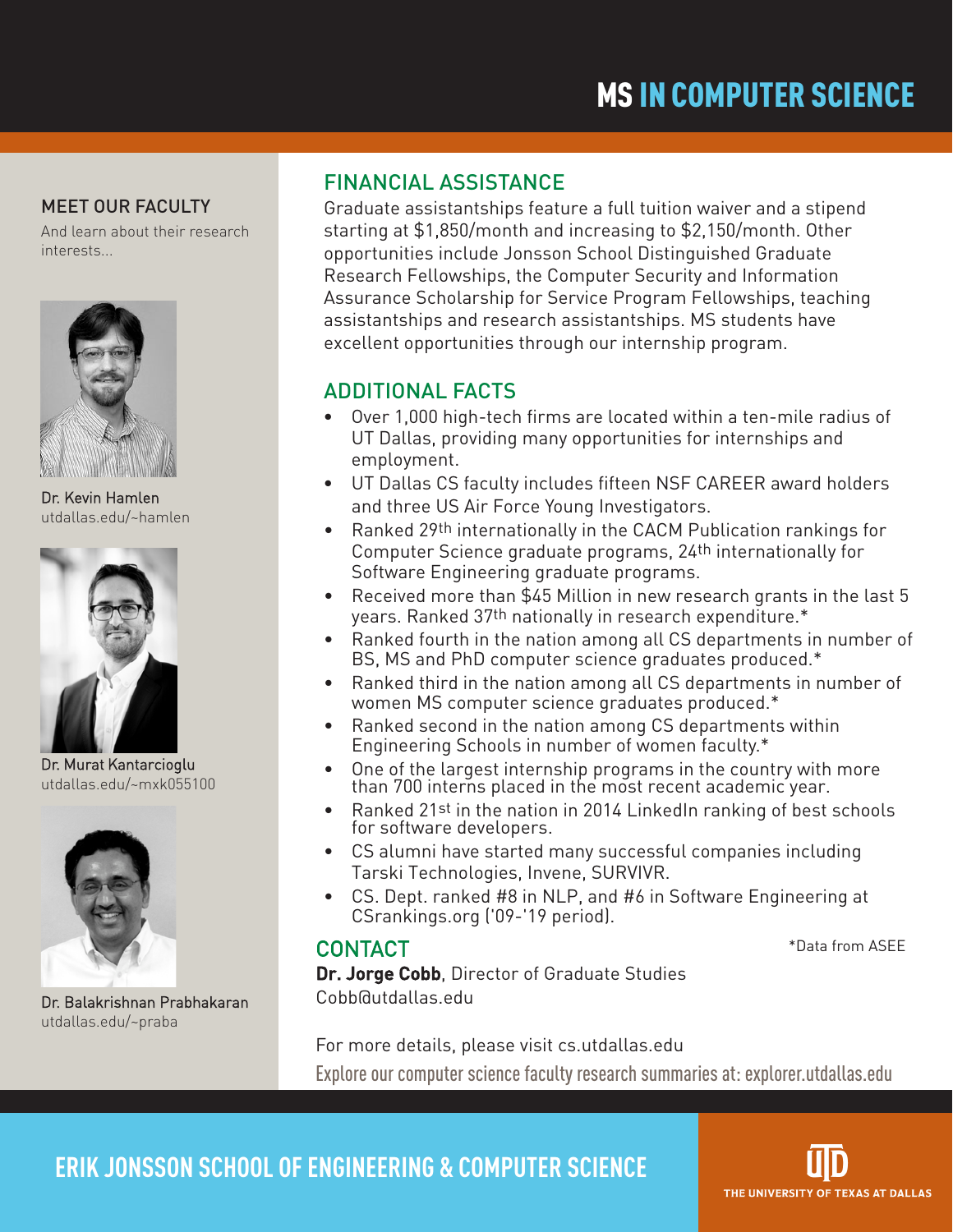# MS IN COMPUTER SCIENCE

## MEET OUR FACULTY

And learn about their research interests...

Dr. Kevin Hamlen
utdallas.edu/~hamlen

Dr. Murat Kantarcioglu
utdallas.edu/~mxk055100

Dr. Balakrishnan Prabhakaran
utdallas.edu/~praba

## FINANCIAL ASSISTANCE

Graduate assistantships feature a full tuition waiver and a stipend starting at $1,850/month and increasing to $2,150/month. Other opportunities include Jonsson School Distinguished Graduate Research Fellowships, the Computer Security and Information Assurance Scholarship for Service Program Fellowships, teaching assistantships and research assistantships. MS students have excellent opportunities through our internship program.

## ADDITIONAL FACTS

- Over 1,000 high-tech firms are located within a ten-mile radius of UT Dallas, providing many opportunities for internships and employment.
- UT Dallas CS faculty includes fifteen NSF CAREER award holders and three US Air Force Young Investigators.
- Ranked 29th internationally in the CACM Publication rankings for Computer Science graduate programs, 24th internationally for Software Engineering graduate programs.
- Received more than $45 Million in new research grants in the last 5 years. Ranked 37th nationally in research expenditure.*
- Ranked fourth in the nation among all CS departments in number of BS, MS and PhD computer science graduates produced.*
- Ranked third in the nation among all CS departments in number of women MS computer science graduates produced.*
- Ranked second in the nation among CS departments within Engineering Schools in number of women faculty.*
- One of the largest internship programs in the country with more than 700 interns placed in the most recent academic year.
- Ranked 21st in the nation in 2014 LinkedIn ranking of best schools for software developers.
- CS alumni have started many successful companies including Tarski Technologies, Invene, SURVIVR.
- CS. Dept. ranked #8 in NLP, and #6 in Software Engineering at CSrankings.org ('09-'19 period).

*Data from ASEE

## CONTACT

**Dr. Jorge Cobb**, Director of Graduate Studies
Cobb@utdallas.edu

For more details, please visit cs.utdallas.edu

Explore our computer science faculty research summaries at: explorer.utdallas.edu

ERIK JONSSON SCHOOL OF ENGINEERING & COMPUTER SCIENCE

THE UNIVERSITY OF TEXAS AT DALLAS